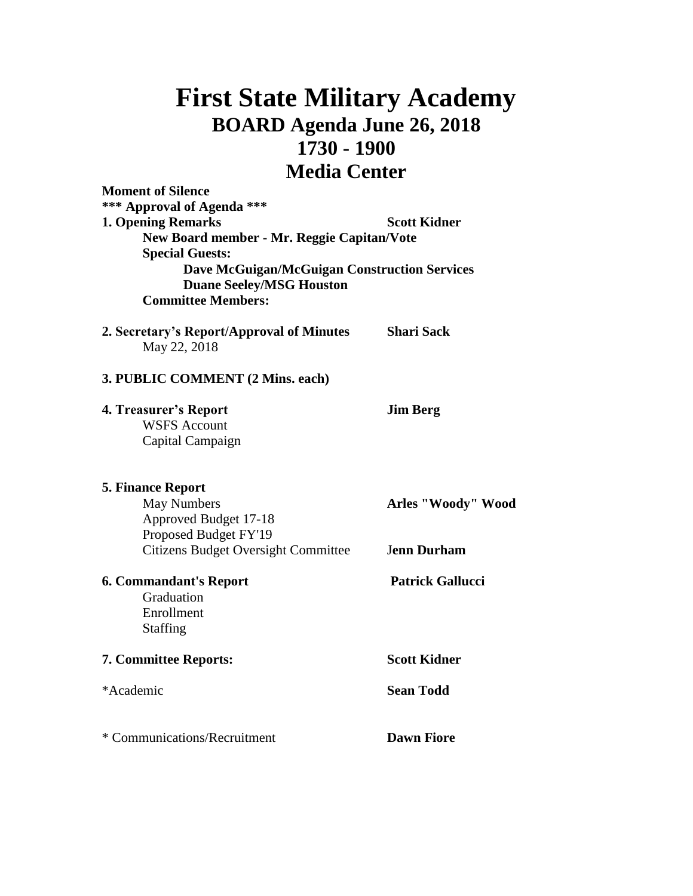# First State Military Academy

## BOARD Agenda June 26, 2018

## 1730 - 1900

## Media Center

**Moment of Silence**

**\*\*\* Approval of Agenda \*\*\***

**1. Opening Remarks** — **Scott Kidner**

- **New Board member - Mr. Reggie Capitan/Vote**
- **Special Guests:**
  - **Dave McGuigan/McGuigan Construction Services**
  - **Duane Seeley/MSG Houston**
- **Committee Members:**

**2. Secretary's Report/Approval of Minutes** — **Shari Sack**

- May 22, 2018

**3. PUBLIC COMMENT (2 Mins. each)**

**4. Treasurer's Report** — **Jim Berg**

- WSFS Account
- Capital Campaign

**5. Finance Report**

- May Numbers — **Arles "Woody" Wood**
- Approved Budget 17-18
- Proposed Budget FY'19
- Citizens Budget Oversight Committee — **Jenn Durham**

**6. Commandant's Report** — **Patrick Gallucci**

- Graduation
- Enrollment
- Staffing

**7. Committee Reports:** — **Scott Kidner**

*Academic — **Sean Todd**

* Communications/Recruitment — **Dawn Fiore**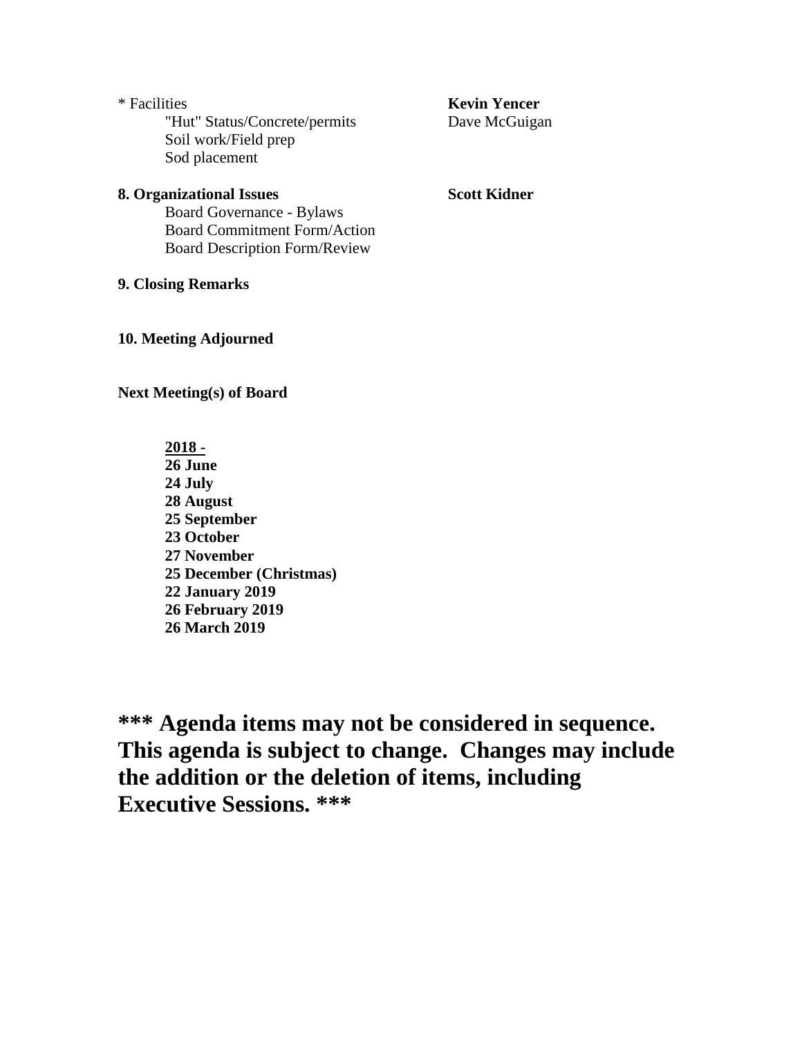\* Facilities — **Kevin Yencer**

- "Hut" Status/Concrete/permits — Dave McGuigan
- Soil work/Field prep
- Sod placement

**8. Organizational Issues** — **Scott Kidner**

- Board Governance - Bylaws
- Board Commitment Form/Action
- Board Description Form/Review

**9. Closing Remarks**

**10. Meeting Adjourned**

**Next Meeting(s) of Board**

**<u>2018 -</u>**
**26 June**
**24 July**
**28 August**
**25 September**
**23 October**
**27 November**
**25 December (Christmas)**
**22 January 2019**
**26 February 2019**
**26 March 2019**

## *** Agenda items may not be considered in sequence. This agenda is subject to change. Changes may include the addition or the deletion of items, including Executive Sessions. ***